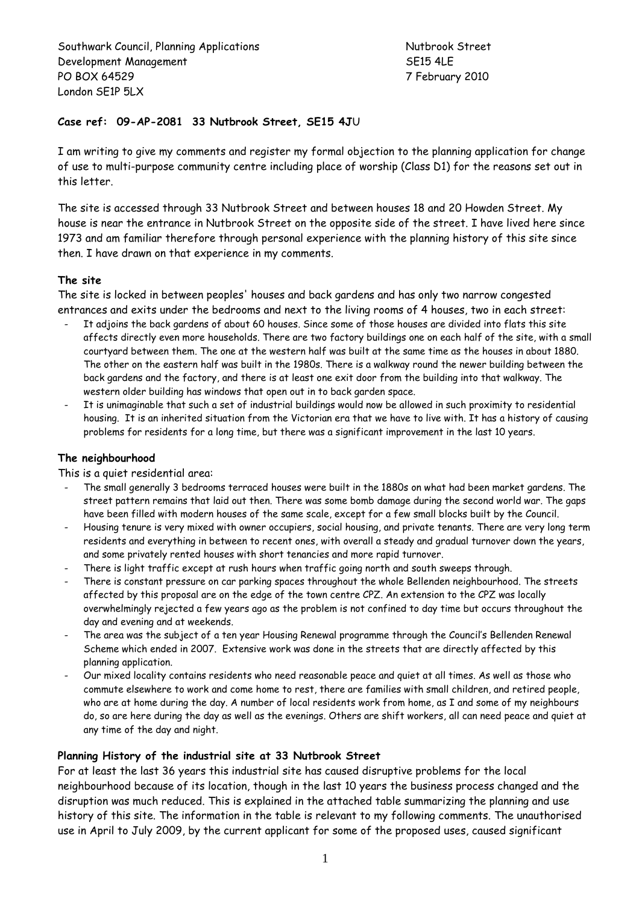Southwark Council, Planning Applications
Development Management
PO BOX 64529
London SE1P 5LX

Nutbrook Street
SE15 4LE
7 February 2010

**Case ref: 09-AP-2081 33 Nutbrook Street, SE15 4J**U

I am writing to give my comments and register my formal objection to the planning application for change of use to multi-purpose community centre including place of worship (Class D1) for the reasons set out in this letter.

The site is accessed through 33 Nutbrook Street and between houses 18 and 20 Howden Street. My house is near the entrance in Nutbrook Street on the opposite side of the street. I have lived here since 1973 and am familiar therefore through personal experience with the planning history of this site since then. I have drawn on that experience in my comments.

**The site**

The site is locked in between peoples' houses and back gardens and has only two narrow congested entrances and exits under the bedrooms and next to the living rooms of 4 houses, two in each street:

- It adjoins the back gardens of about 60 houses. Since some of those houses are divided into flats this site affects directly even more households. There are two factory buildings one on each half of the site, with a small courtyard between them. The one at the western half was built at the same time as the houses in about 1880. The other on the eastern half was built in the 1980s. There is a walkway round the newer building between the back gardens and the factory, and there is at least one exit door from the building into that walkway. The western older building has windows that open out in to back garden space.
- It is unimaginable that such a set of industrial buildings would now be allowed in such proximity to residential housing. It is an inherited situation from the Victorian era that we have to live with. It has a history of causing problems for residents for a long time, but there was a significant improvement in the last 10 years.

**The neighbourhood**

This is a quiet residential area:

- The small generally 3 bedrooms terraced houses were built in the 1880s on what had been market gardens. The street pattern remains that laid out then. There was some bomb damage during the second world war. The gaps have been filled with modern houses of the same scale, except for a few small blocks built by the Council.
- Housing tenure is very mixed with owner occupiers, social housing, and private tenants. There are very long term residents and everything in between to recent ones, with overall a steady and gradual turnover down the years, and some privately rented houses with short tenancies and more rapid turnover.
- There is light traffic except at rush hours when traffic going north and south sweeps through.
- There is constant pressure on car parking spaces throughout the whole Bellenden neighbourhood. The streets affected by this proposal are on the edge of the town centre CPZ. An extension to the CPZ was locally overwhelmingly rejected a few years ago as the problem is not confined to day time but occurs throughout the day and evening and at weekends.
- The area was the subject of a ten year Housing Renewal programme through the Council's Bellenden Renewal Scheme which ended in 2007. Extensive work was done in the streets that are directly affected by this planning application.
- Our mixed locality contains residents who need reasonable peace and quiet at all times. As well as those who commute elsewhere to work and come home to rest, there are families with small children, and retired people, who are at home during the day. A number of local residents work from home, as I and some of my neighbours do, so are here during the day as well as the evenings. Others are shift workers, all can need peace and quiet at any time of the day and night.

**Planning History of the industrial site at 33 Nutbrook Street**

For at least the last 36 years this industrial site has caused disruptive problems for the local neighbourhood because of its location, though in the last 10 years the business process changed and the disruption was much reduced. This is explained in the attached table summarizing the planning and use history of this site. The information in the table is relevant to my following comments. The unauthorised use in April to July 2009, by the current applicant for some of the proposed uses, caused significant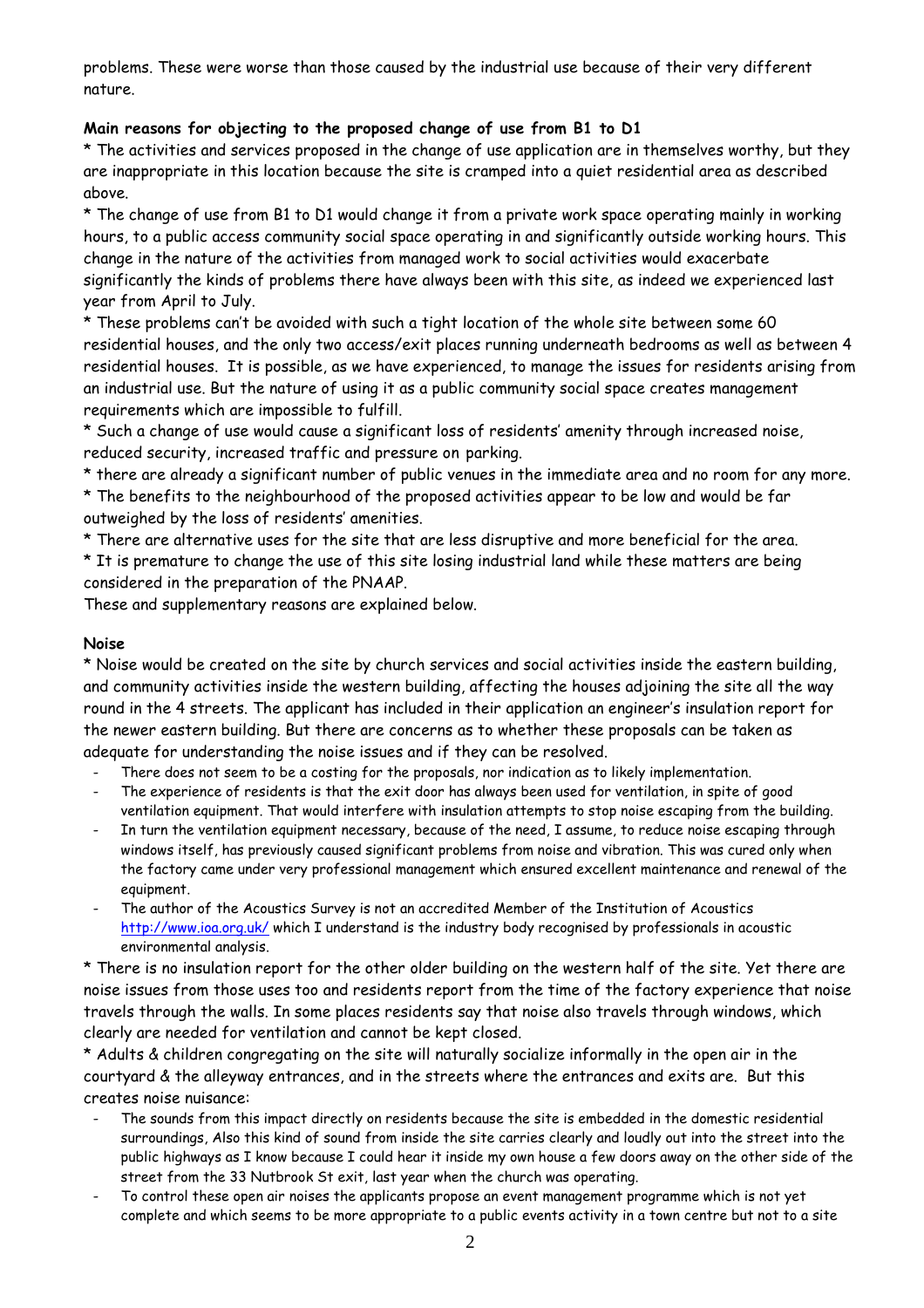problems. These were worse than those caused by the industrial use because of their very different nature.

**Main reasons for objecting to the proposed change of use from B1 to D1**

* The activities and services proposed in the change of use application are in themselves worthy, but they are inappropriate in this location because the site is cramped into a quiet residential area as described above.
* The change of use from B1 to D1 would change it from a private work space operating mainly in working hours, to a public access community social space operating in and significantly outside working hours. This change in the nature of the activities from managed work to social activities would exacerbate significantly the kinds of problems there have always been with this site, as indeed we experienced last year from April to July.
* These problems can't be avoided with such a tight location of the whole site between some 60 residential houses, and the only two access/exit places running underneath bedrooms as well as between 4 residential houses. It is possible, as we have experienced, to manage the issues for residents arising from an industrial use. But the nature of using it as a public community social space creates management requirements which are impossible to fulfill.
* Such a change of use would cause a significant loss of residents' amenity through increased noise, reduced security, increased traffic and pressure on parking.
* there are already a significant number of public venues in the immediate area and no room for any more.
* The benefits to the neighbourhood of the proposed activities appear to be low and would be far outweighed by the loss of residents' amenities.
* There are alternative uses for the site that are less disruptive and more beneficial for the area.
* It is premature to change the use of this site losing industrial land while these matters are being considered in the preparation of the PNAAP.

These and supplementary reasons are explained below.

**Noise**

* Noise would be created on the site by church services and social activities inside the eastern building, and community activities inside the western building, affecting the houses adjoining the site all the way round in the 4 streets. The applicant has included in their application an engineer's insulation report for the newer eastern building. But there are concerns as to whether these proposals can be taken as adequate for understanding the noise issues and if they can be resolved.
  - There does not seem to be a costing for the proposals, nor indication as to likely implementation.
  - The experience of residents is that the exit door has always been used for ventilation, in spite of good ventilation equipment. That would interfere with insulation attempts to stop noise escaping from the building.
  - In turn the ventilation equipment necessary, because of the need, I assume, to reduce noise escaping through windows itself, has previously caused significant problems from noise and vibration. This was cured only when the factory came under very professional management which ensured excellent maintenance and renewal of the equipment.
  - The author of the Acoustics Survey is not an accredited Member of the Institution of Acoustics http://www.ioa.org.uk/ which I understand is the industry body recognised by professionals in acoustic environmental analysis.

* There is no insulation report for the other older building on the western half of the site. Yet there are noise issues from those uses too and residents report from the time of the factory experience that noise travels through the walls. In some places residents say that noise also travels through windows, which clearly are needed for ventilation and cannot be kept closed.

* Adults & children congregating on the site will naturally socialize informally in the open air in the courtyard & the alleyway entrances, and in the streets where the entrances and exits are. But this creates noise nuisance:
  - The sounds from this impact directly on residents because the site is embedded in the domestic residential surroundings, Also this kind of sound from inside the site carries clearly and loudly out into the street into the public highways as I know because I could hear it inside my own house a few doors away on the other side of the street from the 33 Nutbrook St exit, last year when the church was operating.
  - To control these open air noises the applicants propose an event management programme which is not yet complete and which seems to be more appropriate to a public events activity in a town centre but not to a site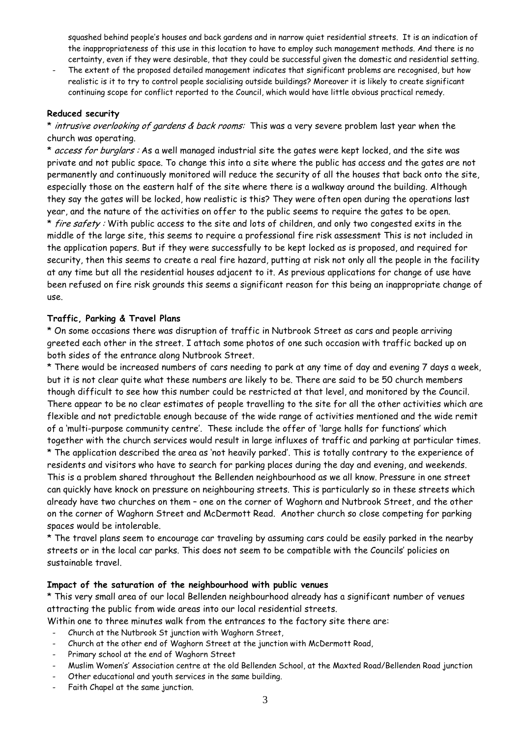squashed behind people's houses and back gardens and in narrow quiet residential streets. It is an indication of the inappropriateness of this use in this location to have to employ such management methods. And there is no certainty, even if they were desirable, that they could be successful given the domestic and residential setting.

- The extent of the proposed detailed management indicates that significant problems are recognised, but how realistic is it to try to control people socialising outside buildings? Moreover it is likely to create significant continuing scope for conflict reported to the Council, which would have little obvious practical remedy.

**Reduced security**

* *intrusive overlooking of gardens & back rooms:* This was a very severe problem last year when the church was operating.

* *access for burglars :* As a well managed industrial site the gates were kept locked, and the site was private and not public space. To change this into a site where the public has access and the gates are not permanently and continuously monitored will reduce the security of all the houses that back onto the site, especially those on the eastern half of the site where there is a walkway around the building. Although they say the gates will be locked, how realistic is this? They were often open during the operations last year, and the nature of the activities on offer to the public seems to require the gates to be open.

* *fire safety :* With public access to the site and lots of children, and only two congested exits in the middle of the large site, this seems to require a professional fire risk assessment This is not included in the application papers. But if they were successfully to be kept locked as is proposed, and required for security, then this seems to create a real fire hazard, putting at risk not only all the people in the facility at any time but all the residential houses adjacent to it. As previous applications for change of use have been refused on fire risk grounds this seems a significant reason for this being an inappropriate change of use.

**Traffic, Parking & Travel Plans**

* On some occasions there was disruption of traffic in Nutbrook Street as cars and people arriving greeted each other in the street. I attach some photos of one such occasion with traffic backed up on both sides of the entrance along Nutbrook Street.

* There would be increased numbers of cars needing to park at any time of day and evening 7 days a week, but it is not clear quite what these numbers are likely to be. There are said to be 50 church members though difficult to see how this number could be restricted at that level, and monitored by the Council. There appear to be no clear estimates of people travelling to the site for all the other activities which are flexible and not predictable enough because of the wide range of activities mentioned and the wide remit of a 'multi-purpose community centre'. These include the offer of 'large halls for functions' which together with the church services would result in large influxes of traffic and parking at particular times.

* The application described the area as 'not heavily parked'. This is totally contrary to the experience of residents and visitors who have to search for parking places during the day and evening, and weekends. This is a problem shared throughout the Bellenden neighbourhood as we all know. Pressure in one street can quickly have knock on pressure on neighbouring streets. This is particularly so in these streets which already have two churches on them – one on the corner of Waghorn and Nutbrook Street, and the other on the corner of Waghorn Street and McDermott Read. Another church so close competing for parking spaces would be intolerable.

* The travel plans seem to encourage car traveling by assuming cars could be easily parked in the nearby streets or in the local car parks. This does not seem to be compatible with the Councils' policies on sustainable travel.

**Impact of the saturation of the neighbourhood with public venues**

* This very small area of our local Bellenden neighbourhood already has a significant number of venues attracting the public from wide areas into our local residential streets.

Within one to three minutes walk from the entrances to the factory site there are:

- Church at the Nutbrook St junction with Waghorn Street,
- Church at the other end of Waghorn Street at the junction with McDermott Road,
- Primary school at the end of Waghorn Street
- Muslim Women's' Association centre at the old Bellenden School, at the Maxted Road/Bellenden Road junction
- Other educational and youth services in the same building.
- Faith Chapel at the same junction.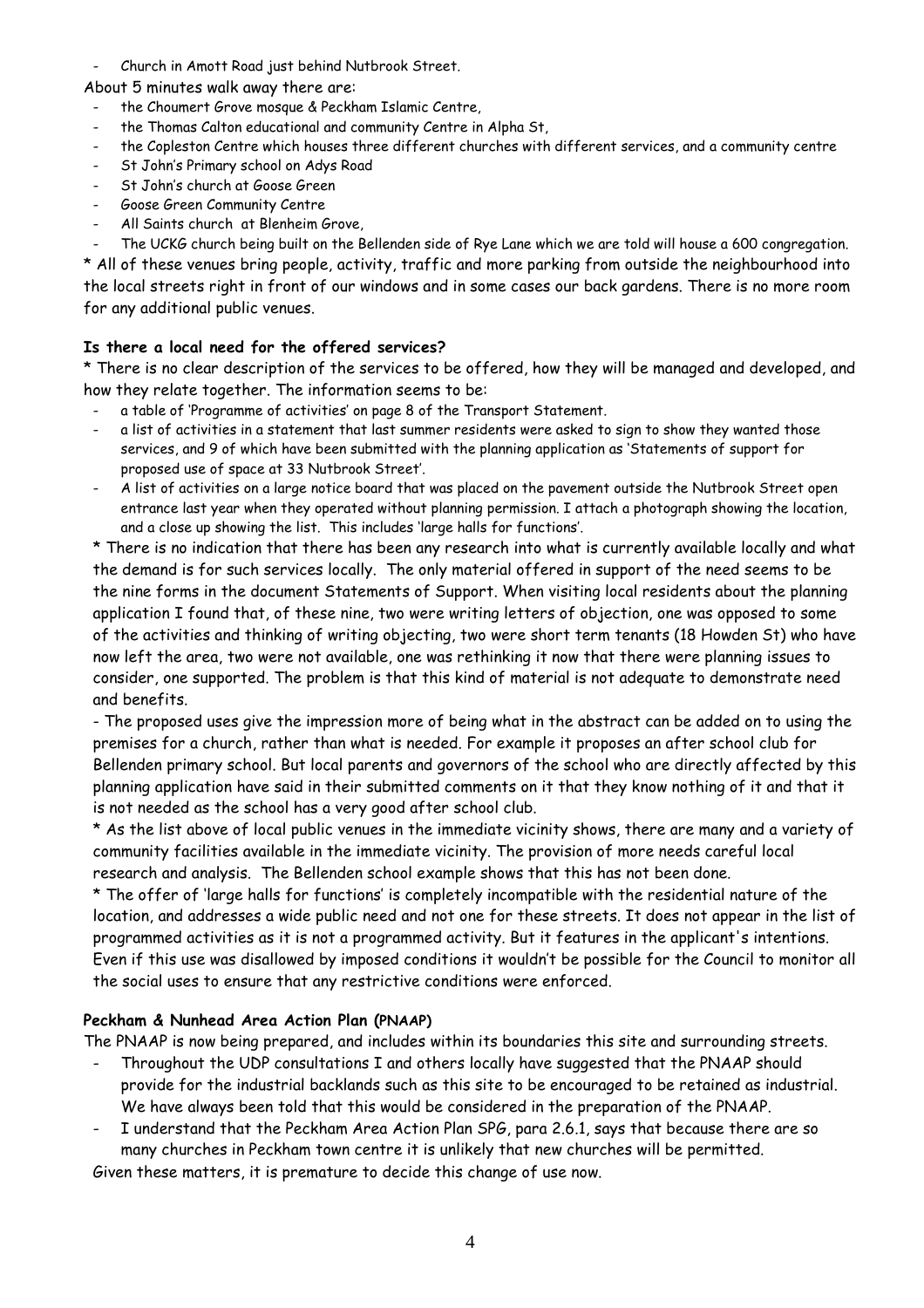- Church in Amott Road just behind Nutbrook Street.

About 5 minutes walk away there are:

- the Choumert Grove mosque & Peckham Islamic Centre,
- the Thomas Calton educational and community Centre in Alpha St,
- the Copleston Centre which houses three different churches with different services, and a community centre
- St John's Primary school on Adys Road
- St John's church at Goose Green
- Goose Green Community Centre
- All Saints church at Blenheim Grove,
- The UCKG church being built on the Bellenden side of Rye Lane which we are told will house a 600 congregation.

* All of these venues bring people, activity, traffic and more parking from outside the neighbourhood into the local streets right in front of our windows and in some cases our back gardens. There is no more room for any additional public venues.

**Is there a local need for the offered services?**

* There is no clear description of the services to be offered, how they will be managed and developed, and how they relate together. The information seems to be:

- a table of 'Programme of activities' on page 8 of the Transport Statement.
- a list of activities in a statement that last summer residents were asked to sign to show they wanted those services, and 9 of which have been submitted with the planning application as 'Statements of support for proposed use of space at 33 Nutbrook Street'.
- A list of activities on a large notice board that was placed on the pavement outside the Nutbrook Street open entrance last year when they operated without planning permission. I attach a photograph showing the location, and a close up showing the list. This includes 'large halls for functions'.

* There is no indication that there has been any research into what is currently available locally and what the demand is for such services locally. The only material offered in support of the need seems to be the nine forms in the document Statements of Support. When visiting local residents about the planning application I found that, of these nine, two were writing letters of objection, one was opposed to some of the activities and thinking of writing objecting, two were short term tenants (18 Howden St) who have now left the area, two were not available, one was rethinking it now that there were planning issues to consider, one supported. The problem is that this kind of material is not adequate to demonstrate need and benefits.

- The proposed uses give the impression more of being what in the abstract can be added on to using the premises for a church, rather than what is needed. For example it proposes an after school club for Bellenden primary school. But local parents and governors of the school who are directly affected by this planning application have said in their submitted comments on it that they know nothing of it and that it is not needed as the school has a very good after school club.

* As the list above of local public venues in the immediate vicinity shows, there are many and a variety of community facilities available in the immediate vicinity. The provision of more needs careful local research and analysis. The Bellenden school example shows that this has not been done.

* The offer of 'large halls for functions' is completely incompatible with the residential nature of the location, and addresses a wide public need and not one for these streets. It does not appear in the list of programmed activities as it is not a programmed activity. But it features in the applicant's intentions. Even if this use was disallowed by imposed conditions it wouldn't be possible for the Council to monitor all the social uses to ensure that any restrictive conditions were enforced.

**Peckham & Nunhead Area Action Plan (PNAAP)**

The PNAAP is now being prepared, and includes within its boundaries this site and surrounding streets.

- Throughout the UDP consultations I and others locally have suggested that the PNAAP should provide for the industrial backlands such as this site to be encouraged to be retained as industrial. We have always been told that this would be considered in the preparation of the PNAAP.
- I understand that the Peckham Area Action Plan SPG, para 2.6.1, says that because there are so many churches in Peckham town centre it is unlikely that new churches will be permitted.

Given these matters, it is premature to decide this change of use now.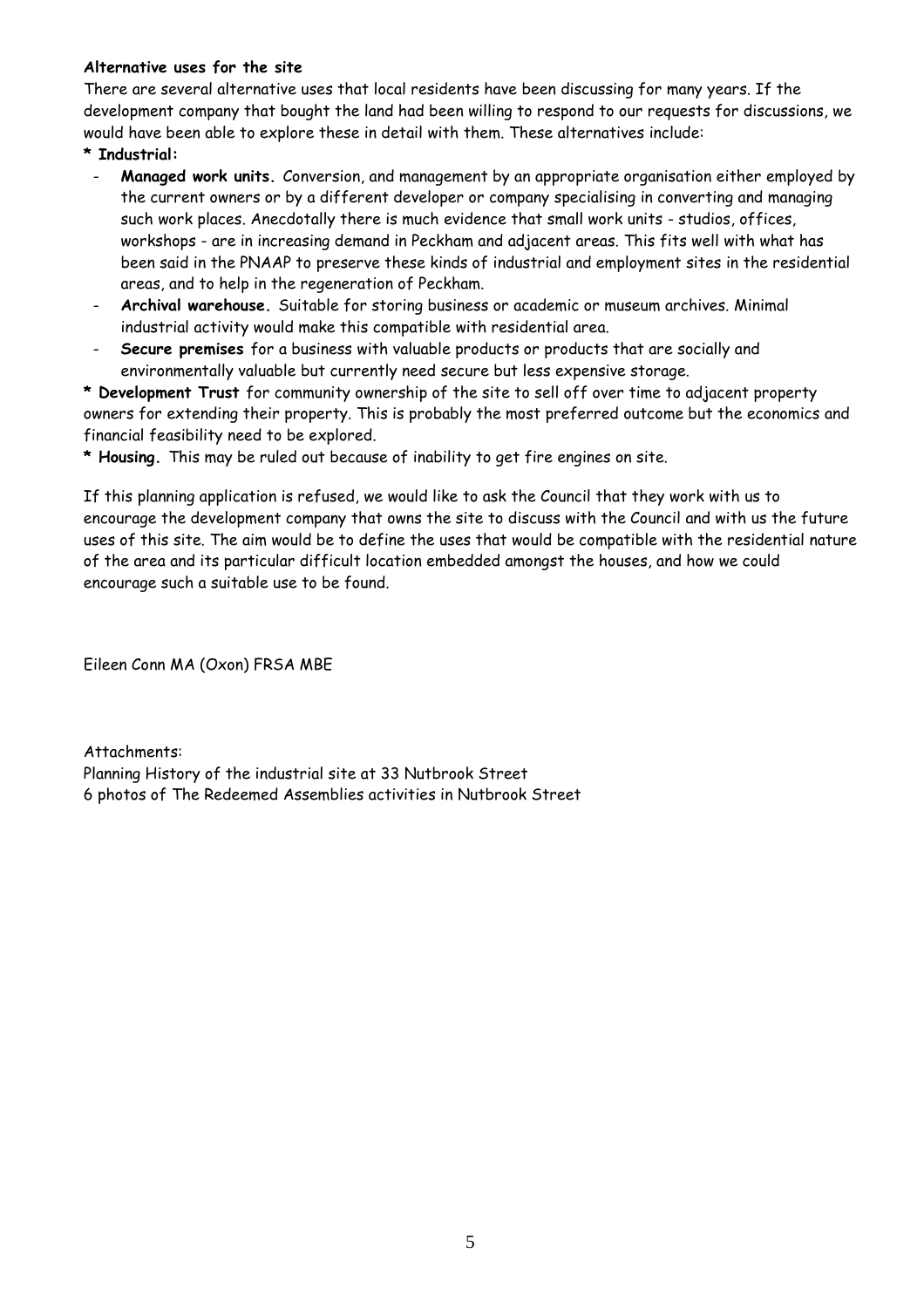**Alternative uses for the site**

There are several alternative uses that local residents have been discussing for many years. If the development company that bought the land had been willing to respond to our requests for discussions, we would have been able to explore these in detail with them. These alternatives include:

**\* Industrial:**

- **Managed work units.** Conversion, and management by an appropriate organisation either employed by the current owners or by a different developer or company specialising in converting and managing such work places. Anecdotally there is much evidence that small work units - studios, offices, workshops - are in increasing demand in Peckham and adjacent areas. This fits well with what has been said in the PNAAP to preserve these kinds of industrial and employment sites in the residential areas, and to help in the regeneration of Peckham.
- **Archival warehouse.** Suitable for storing business or academic or museum archives. Minimal industrial activity would make this compatible with residential area.
- **Secure premises** for a business with valuable products or products that are socially and environmentally valuable but currently need secure but less expensive storage.

**\* Development Trust** for community ownership of the site to sell off over time to adjacent property owners for extending their property. This is probably the most preferred outcome but the economics and financial feasibility need to be explored.

**\* Housing.** This may be ruled out because of inability to get fire engines on site.

If this planning application is refused, we would like to ask the Council that they work with us to encourage the development company that owns the site to discuss with the Council and with us the future uses of this site. The aim would be to define the uses that would be compatible with the residential nature of the area and its particular difficult location embedded amongst the houses, and how we could encourage such a suitable use to be found.

Eileen Conn MA (Oxon) FRSA MBE

Attachments:
Planning History of the industrial site at 33 Nutbrook Street
6 photos of The Redeemed Assemblies activities in Nutbrook Street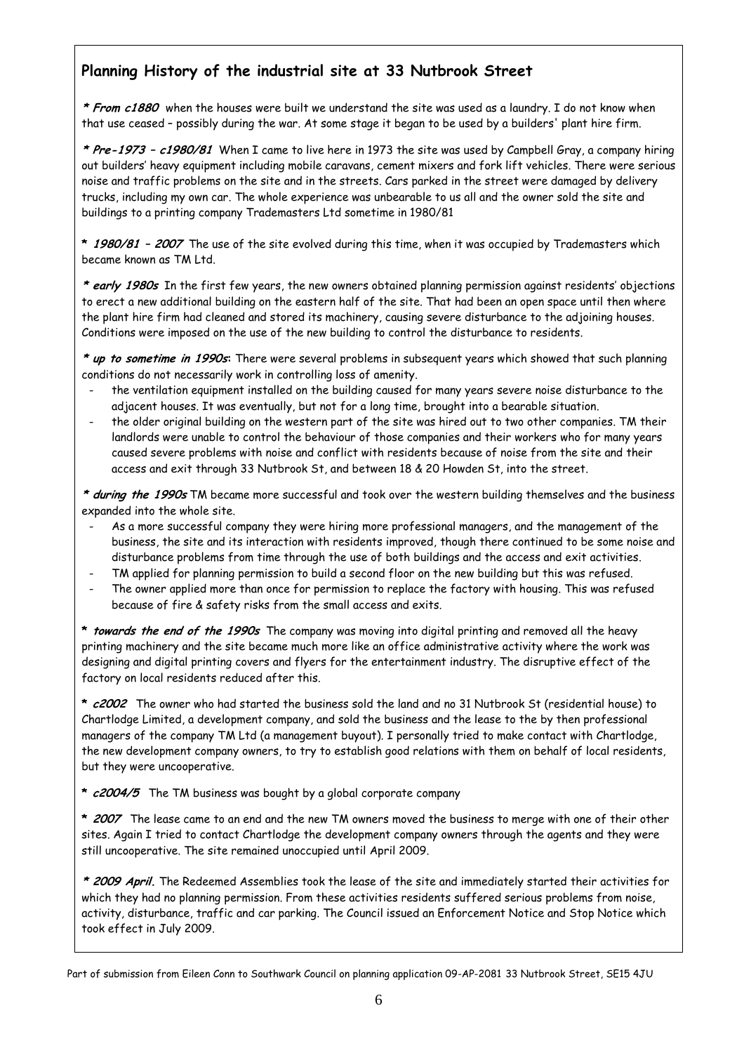## Planning History of the industrial site at 33 Nutbrook Street

*** From c1880** when the houses were built we understand the site was used as a laundry. I do not know when that use ceased – possibly during the war. At some stage it began to be used by a builders' plant hire firm.

*** Pre-1973 – c1980/81** When I came to live here in 1973 the site was used by Campbell Gray, a company hiring out builders' heavy equipment including mobile caravans, cement mixers and fork lift vehicles. There were serious noise and traffic problems on the site and in the streets. Cars parked in the street were damaged by delivery trucks, including my own car. The whole experience was unbearable to us all and the owner sold the site and buildings to a printing company Trademasters Ltd sometime in 1980/81

*** 1980/81 – 2007** The use of the site evolved during this time, when it was occupied by Trademasters which became known as TM Ltd.

*** early 1980s** In the first few years, the new owners obtained planning permission against residents' objections to erect a new additional building on the eastern half of the site. That had been an open space until then where the plant hire firm had cleaned and stored its machinery, causing severe disturbance to the adjoining houses. Conditions were imposed on the use of the new building to control the disturbance to residents.

*** up to sometime in 1990s:** There were several problems in subsequent years which showed that such planning conditions do not necessarily work in controlling loss of amenity.

- the ventilation equipment installed on the building caused for many years severe noise disturbance to the adjacent houses. It was eventually, but not for a long time, brought into a bearable situation.
- the older original building on the western part of the site was hired out to two other companies. TM their landlords were unable to control the behaviour of those companies and their workers who for many years caused severe problems with noise and conflict with residents because of noise from the site and their access and exit through 33 Nutbrook St, and between 18 & 20 Howden St, into the street.

*** during the 1990s** TM became more successful and took over the western building themselves and the business expanded into the whole site.

- As a more successful company they were hiring more professional managers, and the management of the business, the site and its interaction with residents improved, though there continued to be some noise and disturbance problems from time through the use of both buildings and the access and exit activities.
- TM applied for planning permission to build a second floor on the new building but this was refused.
- The owner applied more than once for permission to replace the factory with housing. This was refused because of fire & safety risks from the small access and exits.

*** towards the end of the 1990s** The company was moving into digital printing and removed all the heavy printing machinery and the site became much more like an office administrative activity where the work was designing and digital printing covers and flyers for the entertainment industry. The disruptive effect of the factory on local residents reduced after this.

*** c2002** The owner who had started the business sold the land and no 31 Nutbrook St (residential house) to Chartlodge Limited, a development company, and sold the business and the lease to the by then professional managers of the company TM Ltd (a management buyout). I personally tried to make contact with Chartlodge, the new development company owners, to try to establish good relations with them on behalf of local residents, but they were uncooperative.

*** c2004/5** The TM business was bought by a global corporate company

*** 2007** The lease came to an end and the new TM owners moved the business to merge with one of their other sites. Again I tried to contact Chartlodge the development company owners through the agents and they were still uncooperative. The site remained unoccupied until April 2009.

*** 2009 April.** The Redeemed Assemblies took the lease of the site and immediately started their activities for which they had no planning permission. From these activities residents suffered serious problems from noise, activity, disturbance, traffic and car parking. The Council issued an Enforcement Notice and Stop Notice which took effect in July 2009.

Part of submission from Eileen Conn to Southwark Council on planning application 09-AP-2081 33 Nutbrook Street, SE15 4JU